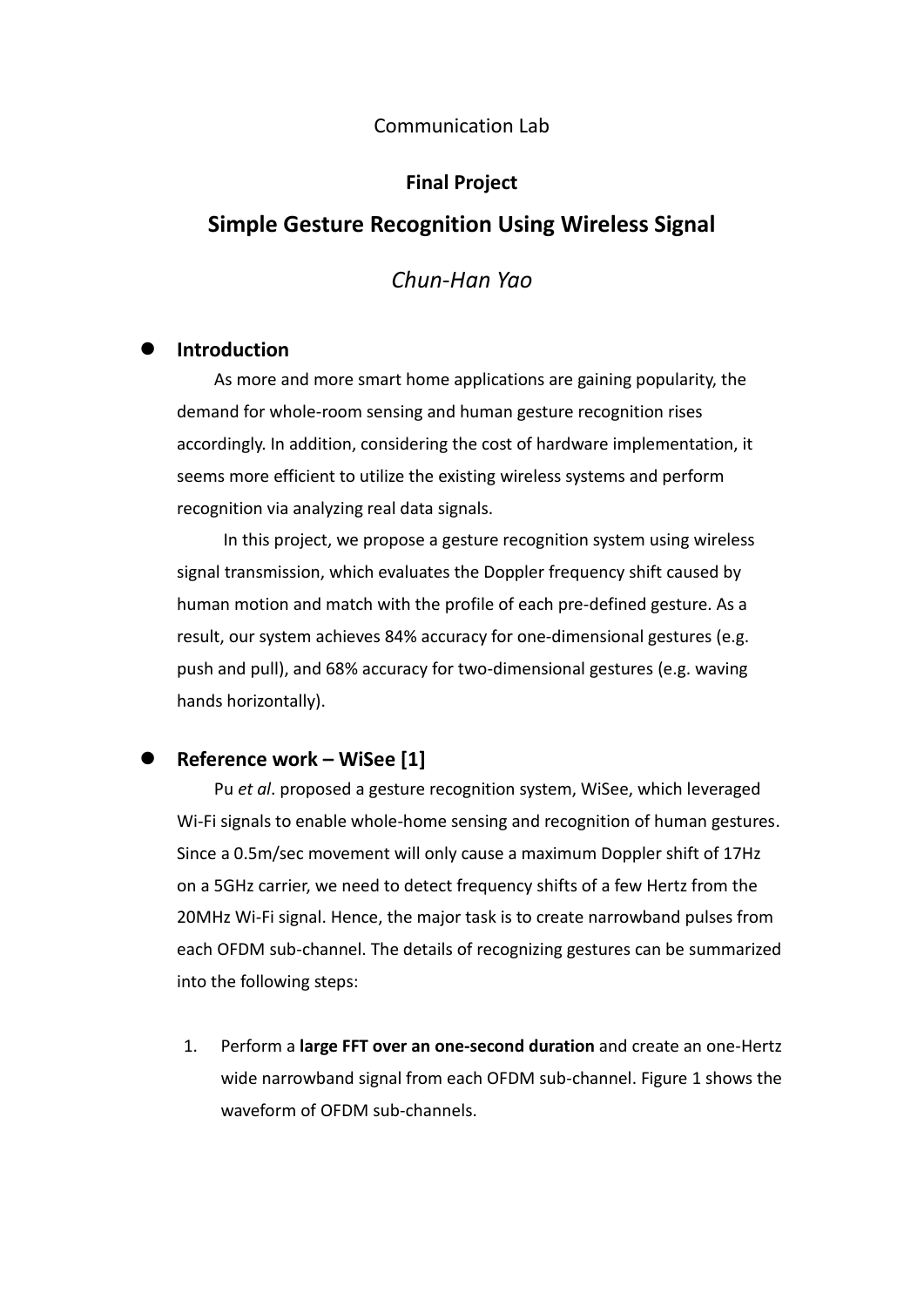Communication Lab

**Final Project**

# Simple Gesture Recognition Using Wireless Signal

*Chun-Han Yao*

## Introduction

As more and more smart home applications are gaining popularity, the demand for whole-room sensing and human gesture recognition rises accordingly. In addition, considering the cost of hardware implementation, it seems more efficient to utilize the existing wireless systems and perform recognition via analyzing real data signals.

In this project, we propose a gesture recognition system using wireless signal transmission, which evaluates the Doppler frequency shift caused by human motion and match with the profile of each pre-defined gesture. As a result, our system achieves 84% accuracy for one-dimensional gestures (e.g. push and pull), and 68% accuracy for two-dimensional gestures (e.g. waving hands horizontally).

## Reference work – WiSee [1]

Pu *et al*. proposed a gesture recognition system, WiSee, which leveraged Wi-Fi signals to enable whole-home sensing and recognition of human gestures. Since a 0.5m/sec movement will only cause a maximum Doppler shift of 17Hz on a 5GHz carrier, we need to detect frequency shifts of a few Hertz from the 20MHz Wi-Fi signal. Hence, the major task is to create narrowband pulses from each OFDM sub-channel. The details of recognizing gestures can be summarized into the following steps:

1. Perform a **large FFT over an one-second duration** and create an one-Hertz wide narrowband signal from each OFDM sub-channel. Figure 1 shows the waveform of OFDM sub-channels.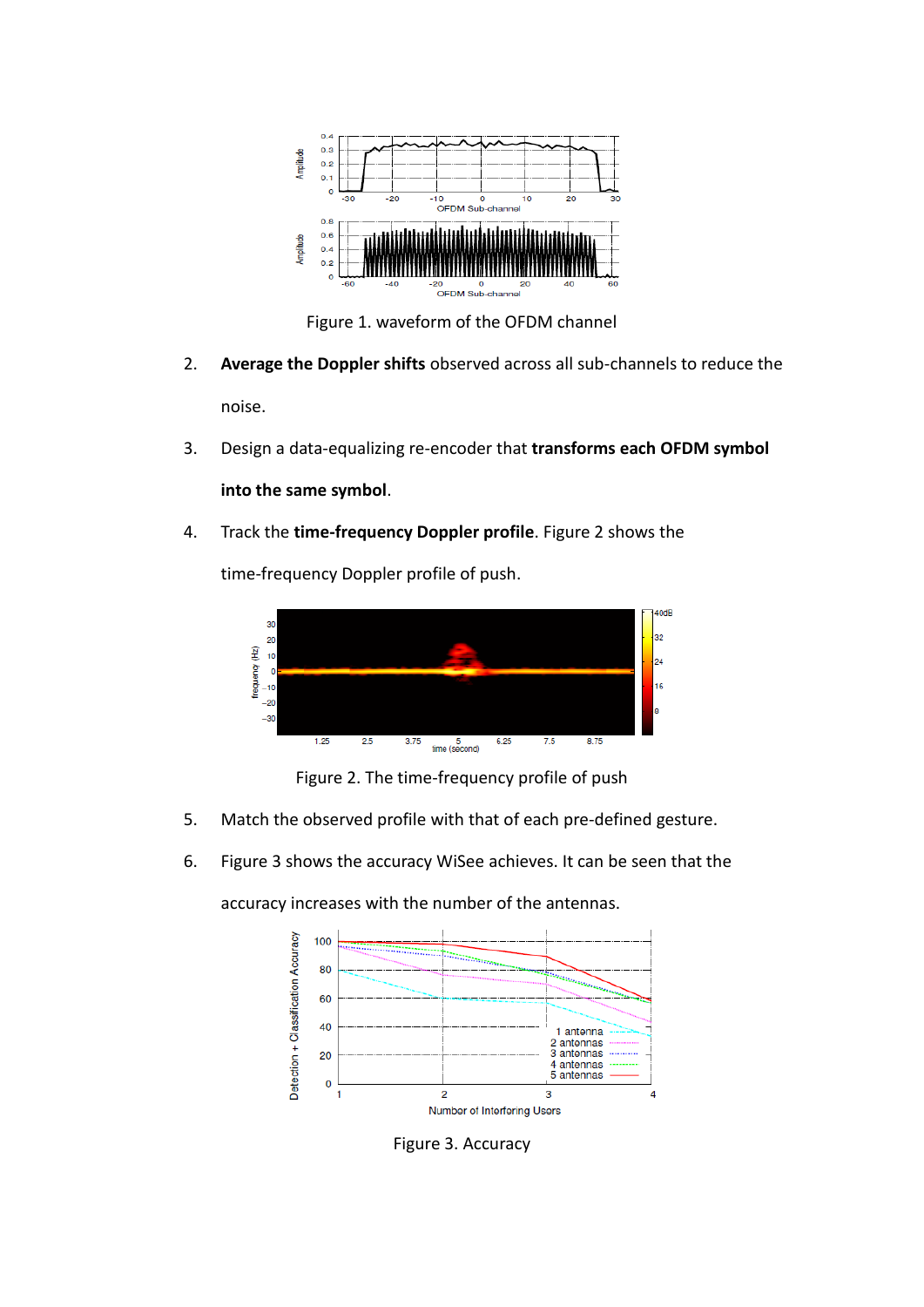Amplitude

0.4
0.3
0.2
0.1
0

-30 -20 -10 0 10 20 30

OFDM Sub-channel

Amplitude

0.8
0.6
0.4
0.2
0

-60 -40 -20 0 20 40 60

OFDM Sub-channel

Figure 1. waveform of the OFDM channel

2. **Average the Doppler shifts** observed across all sub-channels to reduce the noise.

3. Design a data-equalizing re-encoder that **transforms each OFDM symbol into the same symbol**.

4. Track the **time-frequency Doppler profile**. Figure 2 shows the time-frequency Doppler profile of push.

frequency (Hz)

30
20
10
0
-10
-20
-30

1.25 2.5 3.75 5 6.25 7.5 8.75

time (second)

40dB
32
24
16
8

Figure 2. The time-frequency profile of push

5. Match the observed profile with that of each pre-defined gesture.

6. Figure 3 shows the accuracy WiSee achieves. It can be seen that the accuracy increases with the number of the antennas.

Detection + Classification Accuracy

100
80
60
40
20
0

1 2 3 4

Number of Interfering Users

1 antenna
2 antennas
3 antennas
4 antennas
5 antennas

Figure 3. Accuracy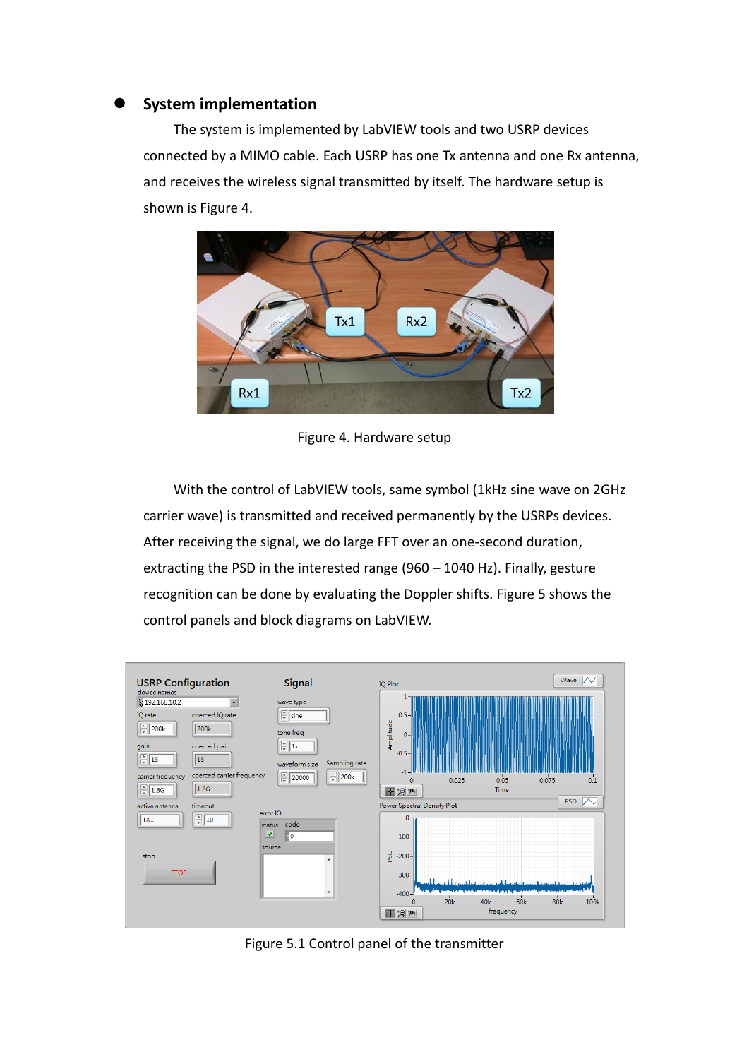- **System implementation**

The system is implemented by LabVIEW tools and two USRP devices connected by a MIMO cable. Each USRP has one Tx antenna and one Rx antenna, and receives the wireless signal transmitted by itself. The hardware setup is shown is Figure 4.

Tx1
Rx2
Rx1
Tx2

Figure 4. Hardware setup

With the control of LabVIEW tools, same symbol (1kHz sine wave on 2GHz carrier wave) is transmitted and received permanently by the USRPs devices. After receiving the signal, we do large FFT over an one-second duration, extracting the PSD in the interested range (960 – 1040 Hz). Finally, gesture recognition can be done by evaluating the Doppler shifts. Figure 5 shows the control panels and block diagrams on LabVIEW.

USRP Configuration
device names
192.168.10.2
IQ rate
200k
coerced IQ rate
200k
gain
15
coerced gain
15
carrier frequency
1.8G
coerced carrier frequency
1.8G
active antenna
TX1
timeout
10
stop
STOP

Signal
wave type
sine
tone freq
1k
waveform size
20000
Sampling rate
200k
error IO
status
code
0
source

IQ Plot
Wave
1
0.5
0
-0.5
-1
Amplitude
0
0.025
0.05
0.075
0.1
Time

Power Spectral Density Plot
PSD
0
-100
-200
-300
-400
PSD
0
20k
40k
60k
80k
100k
frequency

Figure 5.1 Control panel of the transmitter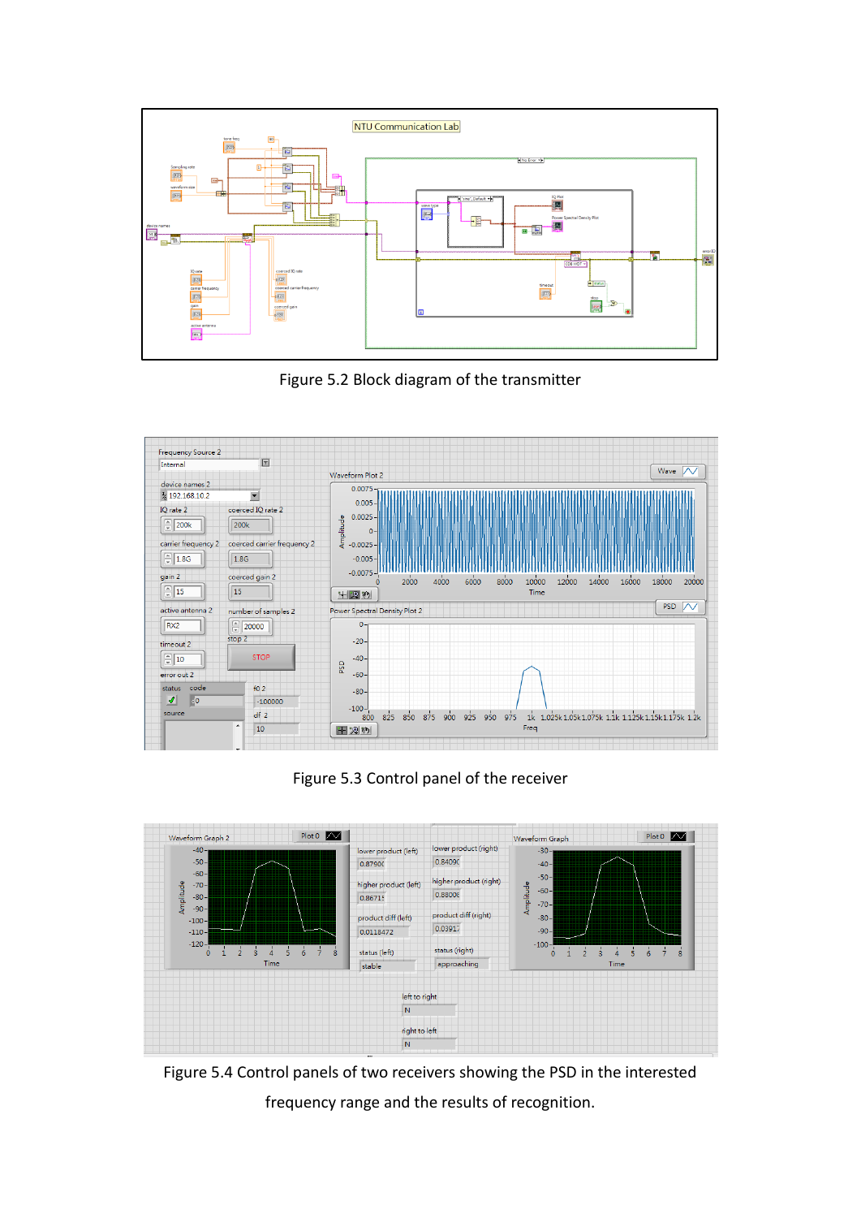NTU Communication Lab

Figure 5.2 Block diagram of the transmitter

Frequency Source 2
Internal
device names 2
192.168.10.2
IQ rate 2
200k
coerced IQ rate 2
200k
carrier frequency 2
1.8G
coerced carrier frequency 2
1.8G
gain 2
15
coerced gain 2
15
active antenna 2
RX2
number of samples 2
20000
timeout 2
10
stop 2
STOP
error out 2
status code
0
source
f0 2
-100000
df 2
10

Waveform Plot 2
Wave
Amplitude
0.0075
0.005
0.0025
0
-0.0025
-0.005
-0.0075
0 2000 4000 6000 8000 10000 12000 14000 16000 18000 20000
Time

Power Spectral Density Plot 2
PSD
PSD
0
-20
-40
-60
-80
-100
800 825 850 875 900 925 950 975 1k 1.025k 1.05k 1.075k 1.1k 1.125k 1.15k 1.175k 1.2k
Freq

Figure 5.3 Control panel of the receiver

Waveform Graph 2
Plot 0
Amplitude
-40
-50
-60
-70
-80
-90
-100
-110
-120
0 1 2 3 4 5 6 7 8
Time

lower product (left)
0.87600
higher product (left)
0.86715
product diff (left)
0.0118472
status (left)
stable

lower product (right)
0.84090
higher product (right)
0.88008
product diff (right)
0.03917
status (right)
approaching

Waveform Graph
Plot 0
Amplitude
-30
-40
-50
-60
-70
-80
-90
-100
0 1 2 3 4 5 6 7 8
Time

left to right
N
right to left
N

Figure 5.4 Control panels of two receivers showing the PSD in the interested frequency range and the results of recognition.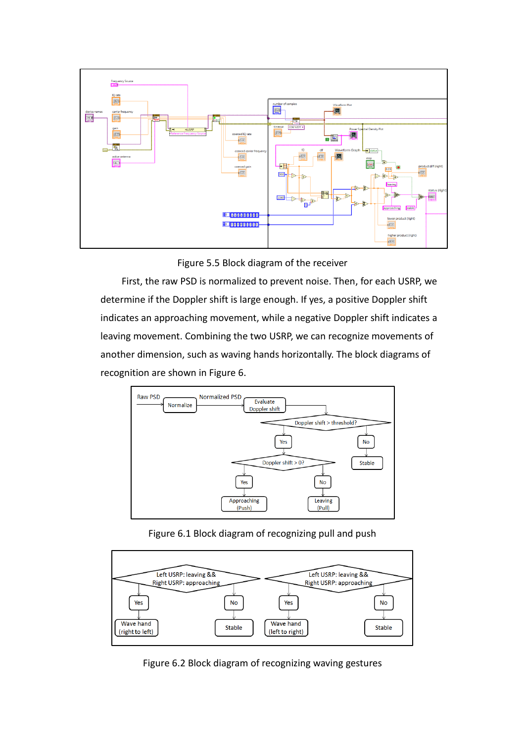Figure 5.5 Block diagram of the receiver

First, the raw PSD is normalized to prevent noise. Then, for each USRP, we determine if the Doppler shift is large enough. If yes, a positive Doppler shift indicates an approaching movement, while a negative Doppler shift indicates a leaving movement. Combining the two USRP, we can recognize movements of another dimension, such as waving hands horizontally. The block diagrams of recognition are shown in Figure 6.

Raw PSD
Normalize
Normalized PSD
Evaluate Doppler shift
Doppler shift > threshold?
Yes
No
Stable
Doppler shift > 0?
Yes
No
Approaching (Push)
Leaving (Pull)

Figure 6.1 Block diagram of recognizing pull and push

Left USRP: leaving && Right USRP: approaching
Yes
No
Wave hand (right to left)
Stable
Left USRP: leaving && Right USRP: approaching
Yes
No
Wave hand (left to right)
Stable

Figure 6.2 Block diagram of recognizing waving gestures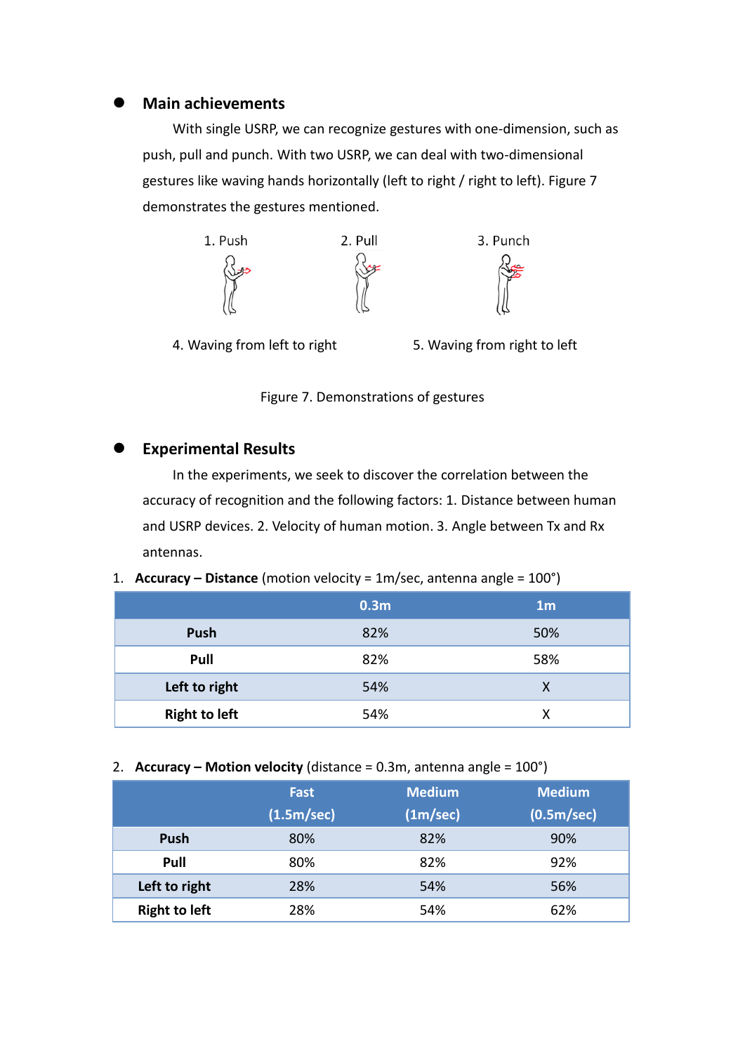- **Main achievements**

  With single USRP, we can recognize gestures with one-dimension, such as push, pull and punch. With two USRP, we can deal with two-dimensional gestures like waving hands horizontally (left to right / right to left). Figure 7 demonstrates the gestures mentioned.

1. Push
2. Pull
3. Punch
4. Waving from left to right
5. Waving from right to left

Figure 7. Demonstrations of gestures

- **Experimental Results**

  In the experiments, we seek to discover the correlation between the accuracy of recognition and the following factors: 1. Distance between human and USRP devices. 2. Velocity of human motion. 3. Angle between Tx and Rx antennas.

1. **Accuracy – Distance** (motion velocity = 1m/sec, antenna angle = 100°)

| | 0.3m | 1m |
|---|---|---|
| **Push** | 82% | 50% |
| **Pull** | 82% | 58% |
| **Left to right** | 54% | X |
| **Right to left** | 54% | X |

2. **Accuracy – Motion velocity** (distance = 0.3m, antenna angle = 100°)

| | Fast (1.5m/sec) | Medium (1m/sec) | Medium (0.5m/sec) |
|---|---|---|---|
| **Push** | 80% | 82% | 90% |
| **Pull** | 80% | 82% | 92% |
| **Left to right** | 28% | 54% | 56% |
| **Right to left** | 28% | 54% | 62% |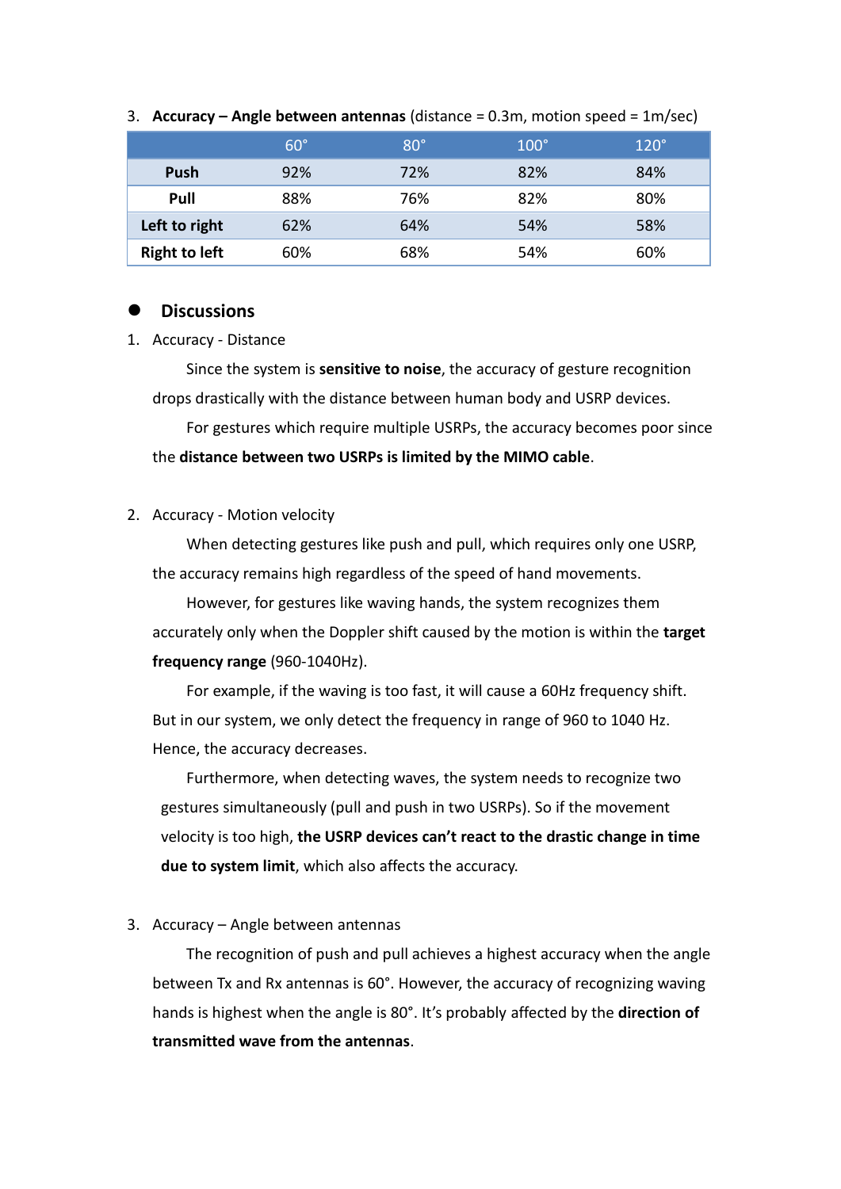3. **Accuracy – Angle between antennas** (distance = 0.3m, motion speed = 1m/sec)

| | 60° | 80° | 100° | 120° |
|---|---|---|---|---|
| **Push** | 92% | 72% | 82% | 84% |
| **Pull** | 88% | 76% | 82% | 80% |
| **Left to right** | 62% | 64% | 54% | 58% |
| **Right to left** | 60% | 68% | 54% | 60% |

- **Discussions**

1. Accuracy - Distance

   Since the system is **sensitive to noise**, the accuracy of gesture recognition drops drastically with the distance between human body and USRP devices.

   For gestures which require multiple USRPs, the accuracy becomes poor since the **distance between two USRPs is limited by the MIMO cable**.

2. Accuracy - Motion velocity

   When detecting gestures like push and pull, which requires only one USRP, the accuracy remains high regardless of the speed of hand movements.

   However, for gestures like waving hands, the system recognizes them accurately only when the Doppler shift caused by the motion is within the **target frequency range** (960-1040Hz).

   For example, if the waving is too fast, it will cause a 60Hz frequency shift. But in our system, we only detect the frequency in range of 960 to 1040 Hz. Hence, the accuracy decreases.

   Furthermore, when detecting waves, the system needs to recognize two gestures simultaneously (pull and push in two USRPs). So if the movement velocity is too high, **the USRP devices can't react to the drastic change in time due to system limit**, which also affects the accuracy.

3. Accuracy – Angle between antennas

   The recognition of push and pull achieves a highest accuracy when the angle between Tx and Rx antennas is 60°. However, the accuracy of recognizing waving hands is highest when the angle is 80°. It's probably affected by the **direction of transmitted wave from the antennas**.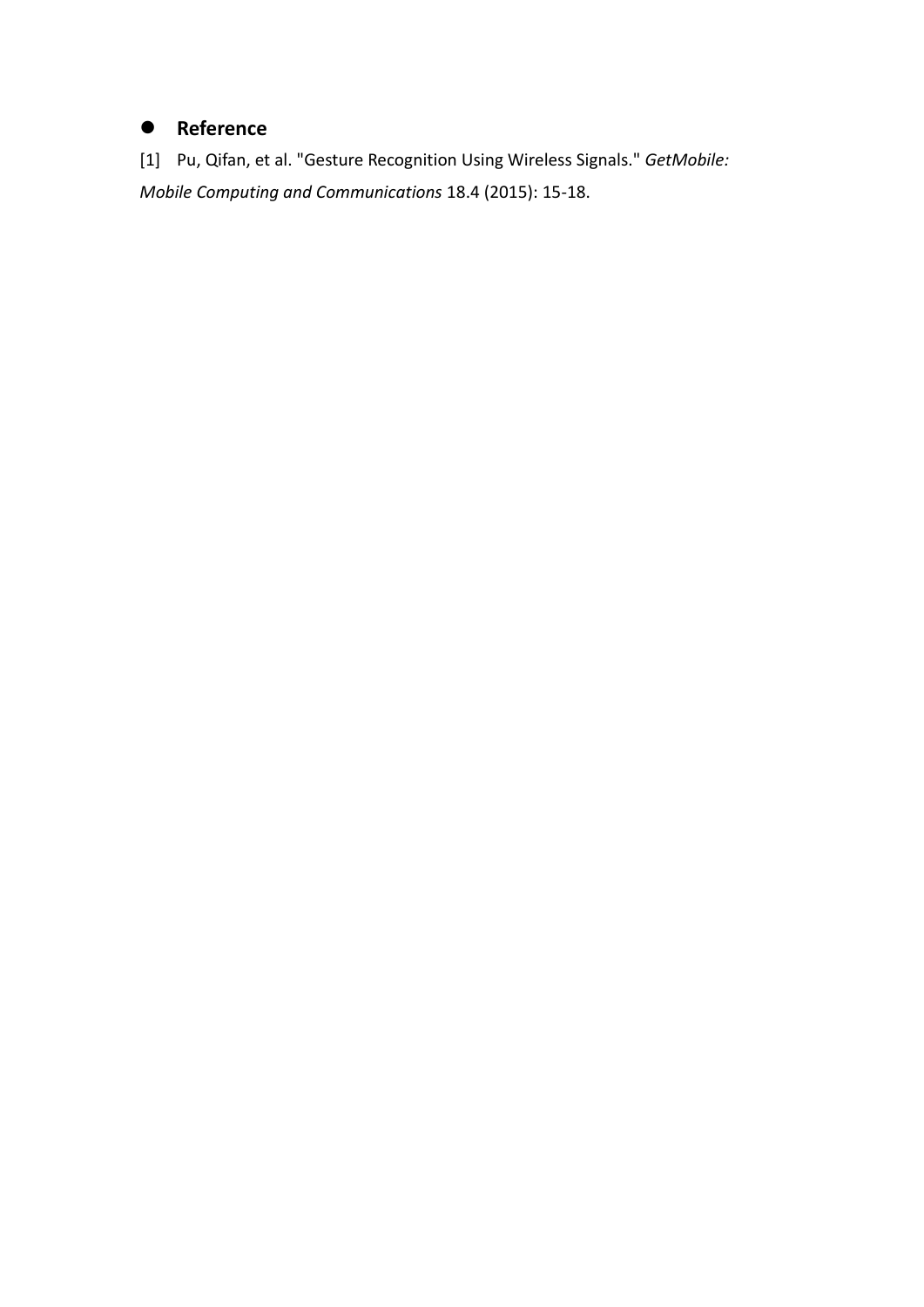- **Reference**

[1] Pu, Qifan, et al. "Gesture Recognition Using Wireless Signals." *GetMobile: Mobile Computing and Communications* 18.4 (2015): 15-18.